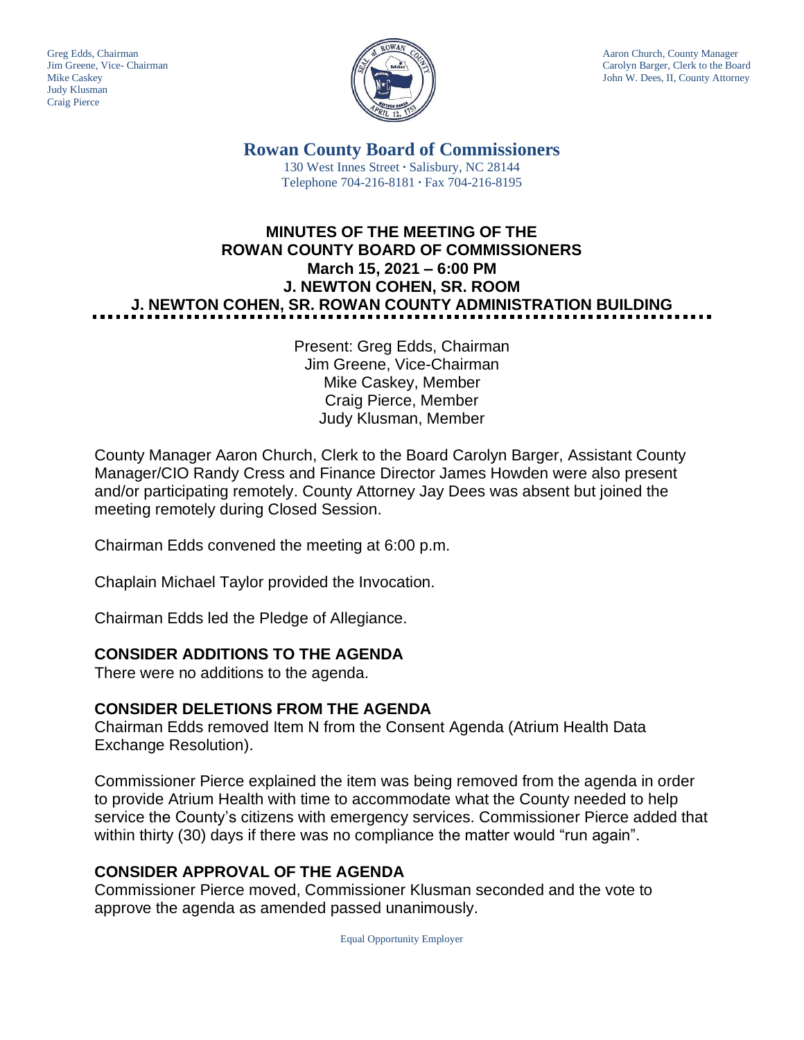Greg Edds, Chairman
Jim Greene, Vice- Chairman
Mike Caskey
Judy Klusman
Craig Pierce

Aaron Church, County Manager
Carolyn Barger, Clerk to the Board
John W. Dees, II, County Attorney

# Rowan County Board of Commissioners

130 West Innes Street · Salisbury, NC 28144
Telephone 704-216-8181 · Fax 704-216-8195

## MINUTES OF THE MEETING OF THE ROWAN COUNTY BOARD OF COMMISSIONERS
## March 15, 2021 – 6:00 PM
## J. NEWTON COHEN, SR. ROOM
## J. NEWTON COHEN, SR. ROWAN COUNTY ADMINISTRATION BUILDING

Present: Greg Edds, Chairman
Jim Greene, Vice-Chairman
Mike Caskey, Member
Craig Pierce, Member
Judy Klusman, Member

County Manager Aaron Church, Clerk to the Board Carolyn Barger, Assistant County Manager/CIO Randy Cress and Finance Director James Howden were also present and/or participating remotely. County Attorney Jay Dees was absent but joined the meeting remotely during Closed Session.

Chairman Edds convened the meeting at 6:00 p.m.

Chaplain Michael Taylor provided the Invocation.

Chairman Edds led the Pledge of Allegiance.

### CONSIDER ADDITIONS TO THE AGENDA

There were no additions to the agenda.

### CONSIDER DELETIONS FROM THE AGENDA

Chairman Edds removed Item N from the Consent Agenda (Atrium Health Data Exchange Resolution).

Commissioner Pierce explained the item was being removed from the agenda in order to provide Atrium Health with time to accommodate what the County needed to help service the County's citizens with emergency services. Commissioner Pierce added that within thirty (30) days if there was no compliance the matter would "run again".

### CONSIDER APPROVAL OF THE AGENDA

Commissioner Pierce moved, Commissioner Klusman seconded and the vote to approve the agenda as amended passed unanimously.

Equal Opportunity Employer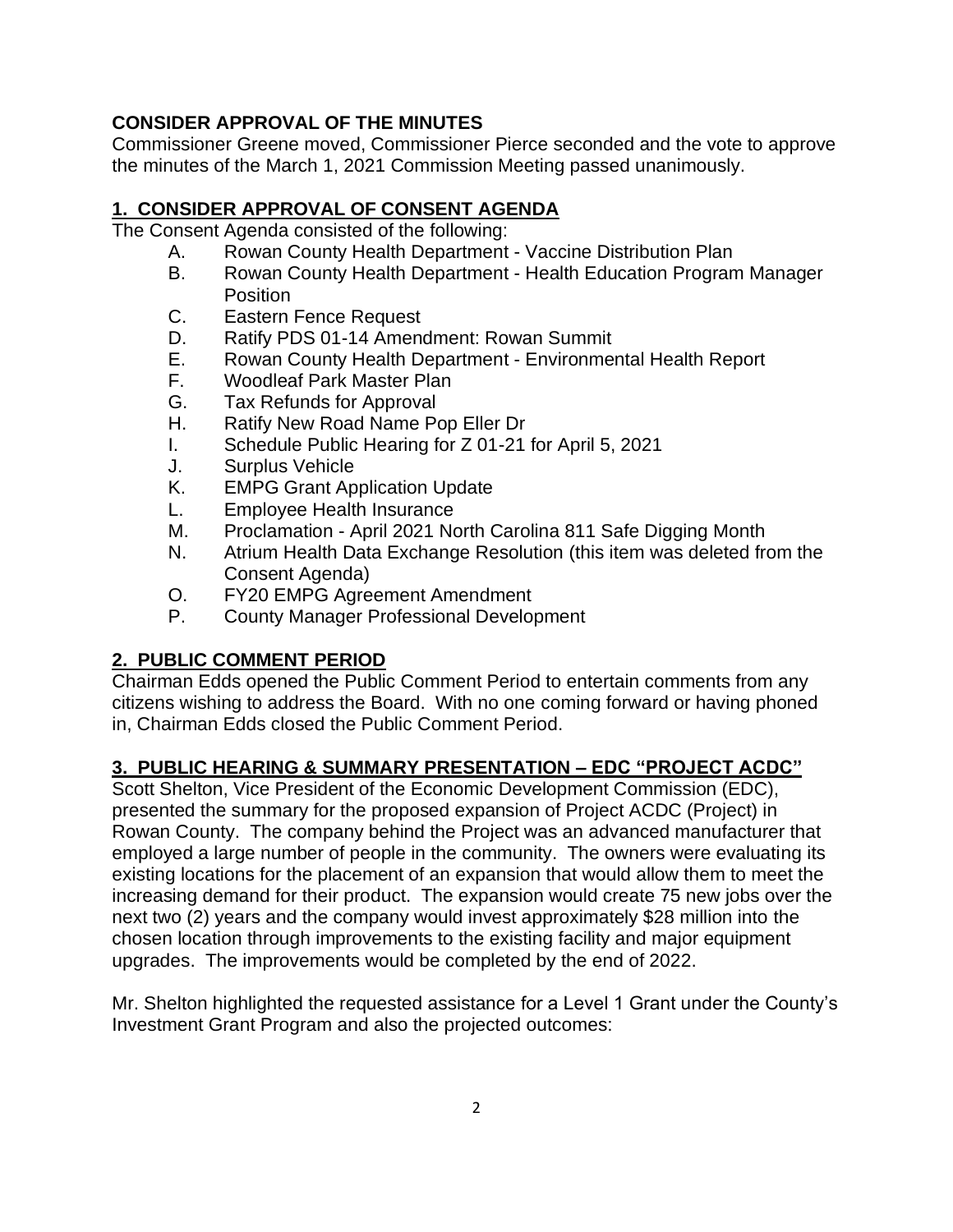## CONSIDER APPROVAL OF THE MINUTES

Commissioner Greene moved, Commissioner Pierce seconded and the vote to approve the minutes of the March 1, 2021 Commission Meeting passed unanimously.

## 1. CONSIDER APPROVAL OF CONSENT AGENDA

The Consent Agenda consisted of the following:

- A. Rowan County Health Department - Vaccine Distribution Plan
- B. Rowan County Health Department - Health Education Program Manager Position
- C. Eastern Fence Request
- D. Ratify PDS 01-14 Amendment: Rowan Summit
- E. Rowan County Health Department - Environmental Health Report
- F. Woodleaf Park Master Plan
- G. Tax Refunds for Approval
- H. Ratify New Road Name Pop Eller Dr
- I. Schedule Public Hearing for Z 01-21 for April 5, 2021
- J. Surplus Vehicle
- K. EMPG Grant Application Update
- L. Employee Health Insurance
- M. Proclamation - April 2021 North Carolina 811 Safe Digging Month
- N. Atrium Health Data Exchange Resolution (this item was deleted from the Consent Agenda)
- O. FY20 EMPG Agreement Amendment
- P. County Manager Professional Development

## 2. PUBLIC COMMENT PERIOD

Chairman Edds opened the Public Comment Period to entertain comments from any citizens wishing to address the Board. With no one coming forward or having phoned in, Chairman Edds closed the Public Comment Period.

## 3. PUBLIC HEARING & SUMMARY PRESENTATION – EDC "PROJECT ACDC"

Scott Shelton, Vice President of the Economic Development Commission (EDC), presented the summary for the proposed expansion of Project ACDC (Project) in Rowan County. The company behind the Project was an advanced manufacturer that employed a large number of people in the community. The owners were evaluating its existing locations for the placement of an expansion that would allow them to meet the increasing demand for their product. The expansion would create 75 new jobs over the next two (2) years and the company would invest approximately $28 million into the chosen location through improvements to the existing facility and major equipment upgrades. The improvements would be completed by the end of 2022.

Mr. Shelton highlighted the requested assistance for a Level 1 Grant under the County's Investment Grant Program and also the projected outcomes: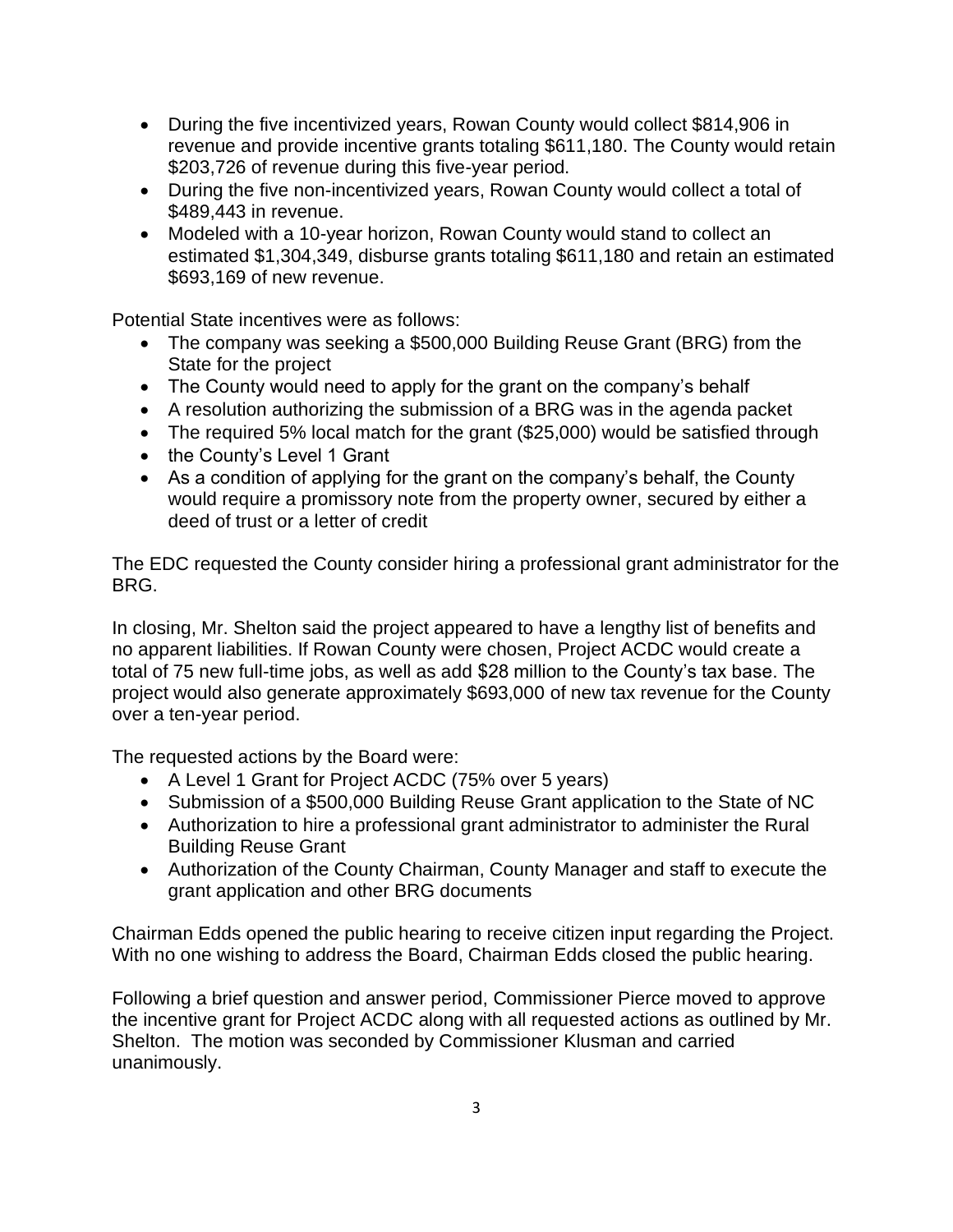- During the five incentivized years, Rowan County would collect $814,906 in revenue and provide incentive grants totaling $611,180. The County would retain $203,726 of revenue during this five-year period.
- During the five non-incentivized years, Rowan County would collect a total of $489,443 in revenue.
- Modeled with a 10-year horizon, Rowan County would stand to collect an estimated $1,304,349, disburse grants totaling $611,180 and retain an estimated $693,169 of new revenue.

Potential State incentives were as follows:

- The company was seeking a $500,000 Building Reuse Grant (BRG) from the State for the project
- The County would need to apply for the grant on the company's behalf
- A resolution authorizing the submission of a BRG was in the agenda packet
- The required 5% local match for the grant ($25,000) would be satisfied through
- the County's Level 1 Grant
- As a condition of applying for the grant on the company's behalf, the County would require a promissory note from the property owner, secured by either a deed of trust or a letter of credit

The EDC requested the County consider hiring a professional grant administrator for the BRG.

In closing, Mr. Shelton said the project appeared to have a lengthy list of benefits and no apparent liabilities. If Rowan County were chosen, Project ACDC would create a total of 75 new full-time jobs, as well as add $28 million to the County's tax base. The project would also generate approximately $693,000 of new tax revenue for the County over a ten-year period.

The requested actions by the Board were:

- A Level 1 Grant for Project ACDC (75% over 5 years)
- Submission of a $500,000 Building Reuse Grant application to the State of NC
- Authorization to hire a professional grant administrator to administer the Rural Building Reuse Grant
- Authorization of the County Chairman, County Manager and staff to execute the grant application and other BRG documents

Chairman Edds opened the public hearing to receive citizen input regarding the Project. With no one wishing to address the Board, Chairman Edds closed the public hearing.

Following a brief question and answer period, Commissioner Pierce moved to approve the incentive grant for Project ACDC along with all requested actions as outlined by Mr. Shelton. The motion was seconded by Commissioner Klusman and carried unanimously.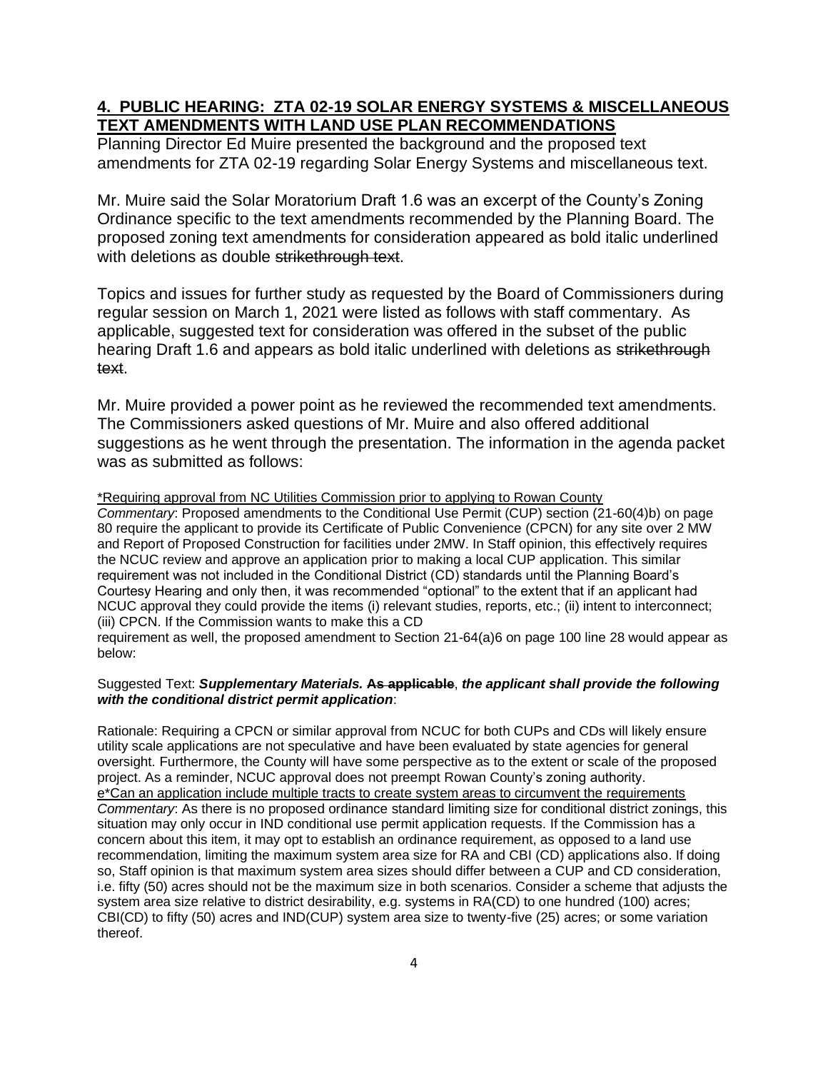## 4. PUBLIC HEARING: ZTA 02-19 SOLAR ENERGY SYSTEMS & MISCELLANEOUS TEXT AMENDMENTS WITH LAND USE PLAN RECOMMENDATIONS

Planning Director Ed Muire presented the background and the proposed text amendments for ZTA 02-19 regarding Solar Energy Systems and miscellaneous text.

Mr. Muire said the Solar Moratorium Draft 1.6 was an excerpt of the County's Zoning Ordinance specific to the text amendments recommended by the Planning Board. The proposed zoning text amendments for consideration appeared as bold italic underlined with deletions as double ~~strikethrough text~~.

Topics and issues for further study as requested by the Board of Commissioners during regular session on March 1, 2021 were listed as follows with staff commentary. As applicable, suggested text for consideration was offered in the subset of the public hearing Draft 1.6 and appears as bold italic underlined with deletions as ~~strikethrough text~~.

Mr. Muire provided a power point as he reviewed the recommended text amendments. The Commissioners asked questions of Mr. Muire and also offered additional suggestions as he went through the presentation. The information in the agenda packet was as submitted as follows:

*Requiring approval from NC Utilities Commission prior to applying to Rowan County

*Commentary*: Proposed amendments to the Conditional Use Permit (CUP) section (21-60(4)b) on page 80 require the applicant to provide its Certificate of Public Convenience (CPCN) for any site over 2 MW and Report of Proposed Construction for facilities under 2MW. In Staff opinion, this effectively requires the NCUC review and approve an application prior to making a local CUP application. This similar requirement was not included in the Conditional District (CD) standards until the Planning Board's Courtesy Hearing and only then, it was recommended "optional" to the extent that if an applicant had NCUC approval they could provide the items (i) relevant studies, reports, etc.; (ii) intent to interconnect; (iii) CPCN. If the Commission wants to make this a CD requirement as well, the proposed amendment to Section 21-64(a)6 on page 100 line 28 would appear as below:

Suggested Text: ***Supplementary Materials.*** ~~**As applicable**~~, ***the applicant shall provide the following with the conditional district permit application***:

Rationale: Requiring a CPCN or similar approval from NCUC for both CUPs and CDs will likely ensure utility scale applications are not speculative and have been evaluated by state agencies for general oversight. Furthermore, the County will have some perspective as to the extent or scale of the proposed project. As a reminder, NCUC approval does not preempt Rowan County's zoning authority.

e*Can an application include multiple tracts to create system areas to circumvent the requirements

*Commentary*: As there is no proposed ordinance standard limiting size for conditional district zonings, this situation may only occur in IND conditional use permit application requests. If the Commission has a concern about this item, it may opt to establish an ordinance requirement, as opposed to a land use recommendation, limiting the maximum system area size for RA and CBI (CD) applications also. If doing so, Staff opinion is that maximum system area sizes should differ between a CUP and CD consideration, i.e. fifty (50) acres should not be the maximum size in both scenarios. Consider a scheme that adjusts the system area size relative to district desirability, e.g. systems in RA(CD) to one hundred (100) acres; CBI(CD) to fifty (50) acres and IND(CUP) system area size to twenty-five (25) acres; or some variation thereof.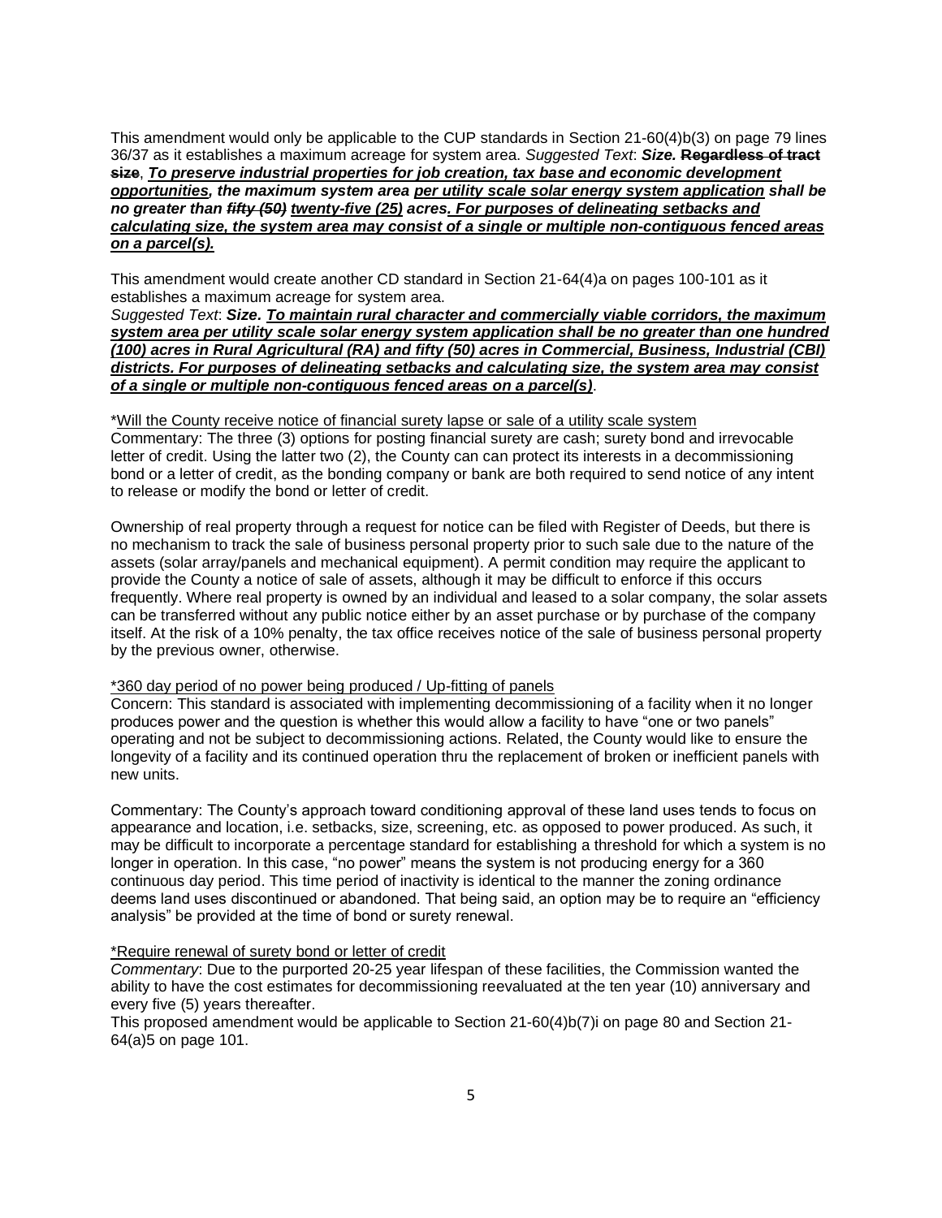This amendment would only be applicable to the CUP standards in Section 21-60(4)b(3) on page 79 lines 36/37 as it establishes a maximum acreage for system area. *Suggested Text*: ***Size.*** ~~**Regardless of tract size**~~, ***<u>To preserve industrial properties for job creation, tax base and economic development opportunities</u>, the maximum system area <u>per utility scale solar energy system application</u> shall be no greater than ~~fifty (50)~~ <u>twenty-five (25)</u> acres<u>. For purposes of delineating setbacks and calculating size, the system area may consist of a single or multiple non-contiguous fenced areas on a parcel(s).</u>***

This amendment would create another CD standard in Section 21-64(4)a on pages 100-101 as it establishes a maximum acreage for system area.

*Suggested Text*: ***Size. <u>To maintain rural character and commercially viable corridors, the maximum system area per utility scale solar energy system application shall be no greater than one hundred (100) acres in Rural Agricultural (RA) and fifty (50) acres in Commercial, Business, Industrial (CBI) districts. For purposes of delineating setbacks and calculating size, the system area may consist of a single or multiple non-contiguous fenced areas on a parcel(s)</u>***.

*<u>Will the County receive notice of financial surety lapse or sale of a utility scale system</u>

Commentary: The three (3) options for posting financial surety are cash; surety bond and irrevocable letter of credit. Using the latter two (2), the County can can protect its interests in a decommissioning bond or a letter of credit, as the bonding company or bank are both required to send notice of any intent to release or modify the bond or letter of credit.

Ownership of real property through a request for notice can be filed with Register of Deeds, but there is no mechanism to track the sale of business personal property prior to such sale due to the nature of the assets (solar array/panels and mechanical equipment). A permit condition may require the applicant to provide the County a notice of sale of assets, although it may be difficult to enforce if this occurs frequently. Where real property is owned by an individual and leased to a solar company, the solar assets can be transferred without any public notice either by an asset purchase or by purchase of the company itself. At the risk of a 10% penalty, the tax office receives notice of the sale of business personal property by the previous owner, otherwise.

*<u>360 day period of no power being produced / Up-fitting of panels</u>

Concern: This standard is associated with implementing decommissioning of a facility when it no longer produces power and the question is whether this would allow a facility to have "one or two panels" operating and not be subject to decommissioning actions. Related, the County would like to ensure the longevity of a facility and its continued operation thru the replacement of broken or inefficient panels with new units.

Commentary: The County's approach toward conditioning approval of these land uses tends to focus on appearance and location, i.e. setbacks, size, screening, etc. as opposed to power produced. As such, it may be difficult to incorporate a percentage standard for establishing a threshold for which a system is no longer in operation. In this case, "no power" means the system is not producing energy for a 360 continuous day period. This time period of inactivity is identical to the manner the zoning ordinance deems land uses discontinued or abandoned. That being said, an option may be to require an "efficiency analysis" be provided at the time of bond or surety renewal.

*<u>Require renewal of surety bond or letter of credit</u>

*Commentary*: Due to the purported 20-25 year lifespan of these facilities, the Commission wanted the ability to have the cost estimates for decommissioning reevaluated at the ten year (10) anniversary and every five (5) years thereafter.

This proposed amendment would be applicable to Section 21-60(4)b(7)i on page 80 and Section 21-64(a)5 on page 101.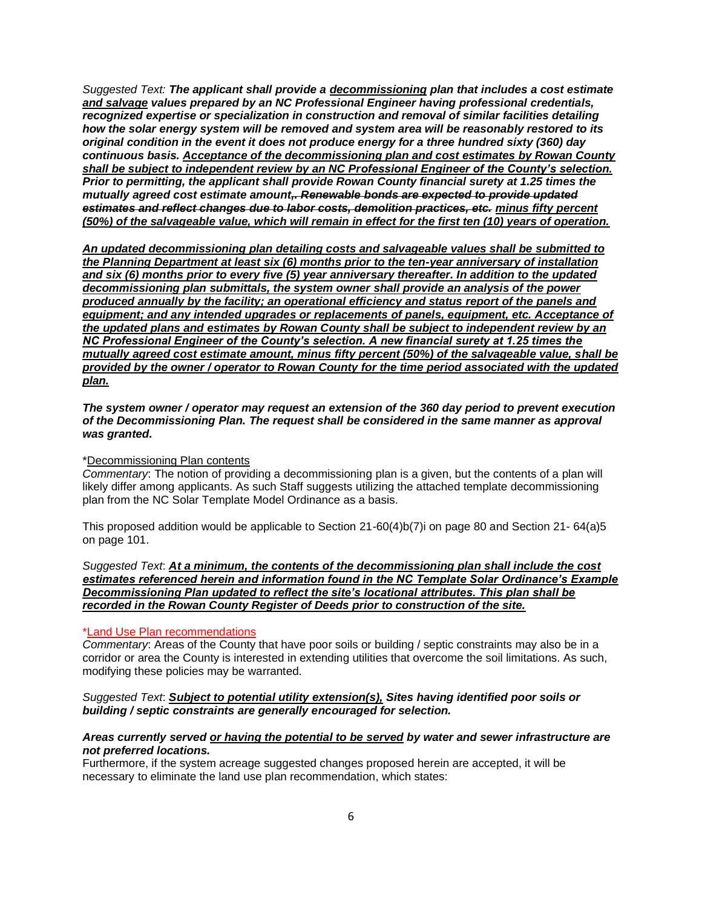*Suggested Text:* ***The applicant shall provide a <u>decommissioning</u> plan that includes a cost estimate <u>and salvage</u> values prepared by an NC Professional Engineer having professional credentials, recognized expertise or specialization in construction and removal of similar facilities detailing how the solar energy system will be removed and system area will be reasonably restored to its original condition in the event it does not produce energy for a three hundred sixty (360) day continuous basis. <u>Acceptance of the decommissioning plan and cost estimates by Rowan County shall be subject to independent review by an NC Professional Engineer of the County's selection.</u> Prior to permitting, the applicant shall provide Rowan County financial surety at 1.25 times the mutually agreed cost estimate amount~~,. Renewable bonds are expected to provide updated estimates and reflect changes due to labor costs, demolition practices, etc.~~ <u>minus fifty percent (50%) of the salvageable value, which will remain in effect for the first ten (10) years of operation.</u>***

***<u>An updated decommissioning plan detailing costs and salvageable values shall be submitted to the Planning Department at least six (6) months prior to the ten-year anniversary of installation and six (6) months prior to every five (5) year anniversary thereafter. In addition to the updated decommissioning plan submittals, the system owner shall provide an analysis of the power produced annually by the facility; an operational efficiency and status report of the panels and equipment; and any intended upgrades or replacements of panels, equipment, etc. Acceptance of the updated plans and estimates by Rowan County shall be subject to independent review by an NC Professional Engineer of the County's selection. A new financial surety at 1.25 times the mutually agreed cost estimate amount, minus fifty percent (50%) of the salvageable value, shall be provided by the owner / operator to Rowan County for the time period associated with the updated plan.</u>***

***The system owner / operator may request an extension of the 360 day period to prevent execution of the Decommissioning Plan. The request shall be considered in the same manner as approval was granted.***

*<u>Decommissioning Plan contents</u>

*Commentary*: The notion of providing a decommissioning plan is a given, but the contents of a plan will likely differ among applicants. As such Staff suggests utilizing the attached template decommissioning plan from the NC Solar Template Model Ordinance as a basis.

This proposed addition would be applicable to Section 21-60(4)b(7)i on page 80 and Section 21- 64(a)5 on page 101.

*Suggested Text*: ***<u>At a minimum, the contents of the decommissioning plan shall include the cost estimates referenced herein and information found in the NC Template Solar Ordinance's Example Decommissioning Plan updated to reflect the site's locational attributes. This plan shall be recorded in the Rowan County Register of Deeds prior to construction of the site.</u>***

*<u>Land Use Plan recommendations</u>

*Commentary*: Areas of the County that have poor soils or building / septic constraints may also be in a corridor or area the County is interested in extending utilities that overcome the soil limitations. As such, modifying these policies may be warranted.

*Suggested Text*: ***<u>Subject to potential utility extension(s),</u> Sites having identified poor soils or building / septic constraints are generally encouraged for selection.***

***Areas currently served <u>or having the potential to be served</u> by water and sewer infrastructure are not preferred locations.***

Furthermore, if the system acreage suggested changes proposed herein are accepted, it will be necessary to eliminate the land use plan recommendation, which states: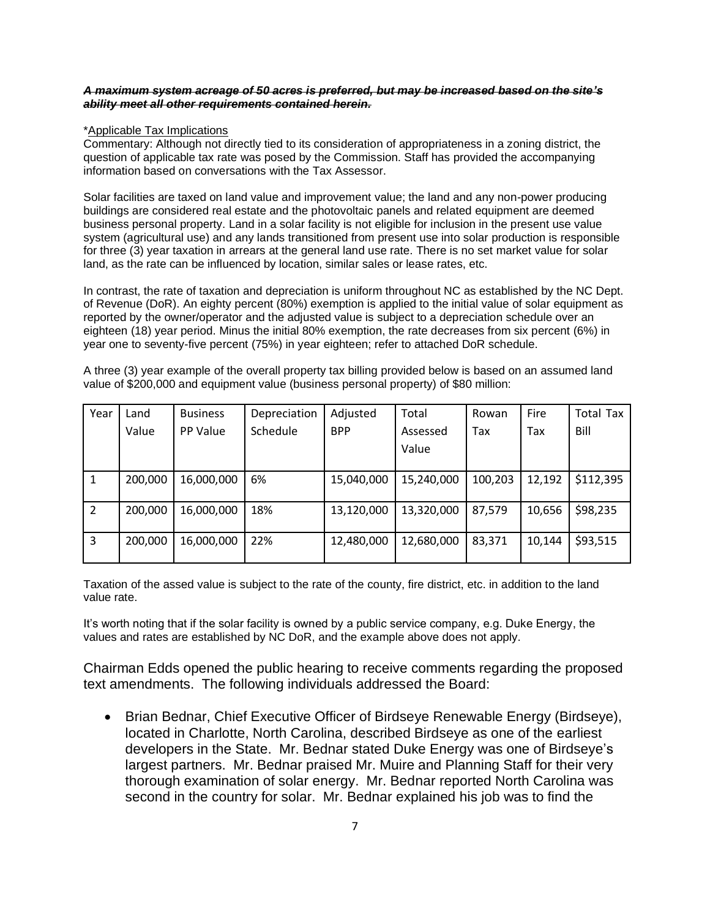***~~A maximum system acreage of 50 acres is preferred, but may be increased based on the site's ability meet all other requirements contained herein.~~***

\*Applicable Tax Implications

Commentary: Although not directly tied to its consideration of appropriateness in a zoning district, the question of applicable tax rate was posed by the Commission. Staff has provided the accompanying information based on conversations with the Tax Assessor.

Solar facilities are taxed on land value and improvement value; the land and any non-power producing buildings are considered real estate and the photovoltaic panels and related equipment are deemed business personal property. Land in a solar facility is not eligible for inclusion in the present use value system (agricultural use) and any lands transitioned from present use into solar production is responsible for three (3) year taxation in arrears at the general land use rate. There is no set market value for solar land, as the rate can be influenced by location, similar sales or lease rates, etc.

In contrast, the rate of taxation and depreciation is uniform throughout NC as established by the NC Dept. of Revenue (DoR). An eighty percent (80%) exemption is applied to the initial value of solar equipment as reported by the owner/operator and the adjusted value is subject to a depreciation schedule over an eighteen (18) year period. Minus the initial 80% exemption, the rate decreases from six percent (6%) in year one to seventy-five percent (75%) in year eighteen; refer to attached DoR schedule.

A three (3) year example of the overall property tax billing provided below is based on an assumed land value of $200,000 and equipment value (business personal property) of $80 million:

| Year | Land Value | Business PP Value | Depreciation Schedule | Adjusted BPP | Total Assessed Value | Rowan Tax | Fire Tax | Total Tax Bill |
|---|---|---|---|---|---|---|---|---|
| 1 | 200,000 | 16,000,000 | 6% | 15,040,000 | 15,240,000 | 100,203 | 12,192 | $112,395 |
| 2 | 200,000 | 16,000,000 | 18% | 13,120,000 | 13,320,000 | 87,579 | 10,656 | $98,235 |
| 3 | 200,000 | 16,000,000 | 22% | 12,480,000 | 12,680,000 | 83,371 | 10,144 | $93,515 |

Taxation of the assed value is subject to the rate of the county, fire district, etc. in addition to the land value rate.

It's worth noting that if the solar facility is owned by a public service company, e.g. Duke Energy, the values and rates are established by NC DoR, and the example above does not apply.

Chairman Edds opened the public hearing to receive comments regarding the proposed text amendments. The following individuals addressed the Board:

- Brian Bednar, Chief Executive Officer of Birdseye Renewable Energy (Birdseye), located in Charlotte, North Carolina, described Birdseye as one of the earliest developers in the State. Mr. Bednar stated Duke Energy was one of Birdseye's largest partners. Mr. Bednar praised Mr. Muire and Planning Staff for their very thorough examination of solar energy. Mr. Bednar reported North Carolina was second in the country for solar. Mr. Bednar explained his job was to find the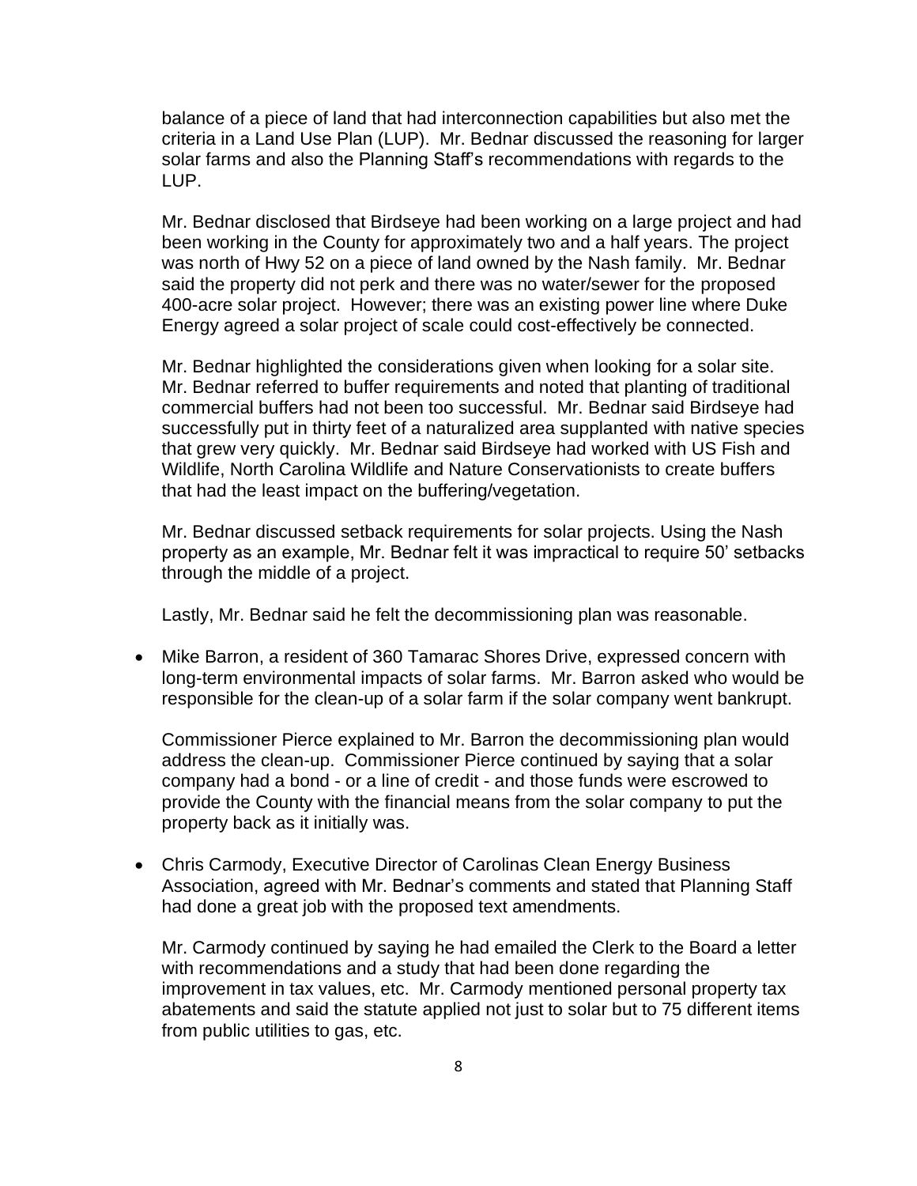balance of a piece of land that had interconnection capabilities but also met the criteria in a Land Use Plan (LUP). Mr. Bednar discussed the reasoning for larger solar farms and also the Planning Staff's recommendations with regards to the LUP.

Mr. Bednar disclosed that Birdseye had been working on a large project and had been working in the County for approximately two and a half years. The project was north of Hwy 52 on a piece of land owned by the Nash family. Mr. Bednar said the property did not perk and there was no water/sewer for the proposed 400-acre solar project. However; there was an existing power line where Duke Energy agreed a solar project of scale could cost-effectively be connected.

Mr. Bednar highlighted the considerations given when looking for a solar site. Mr. Bednar referred to buffer requirements and noted that planting of traditional commercial buffers had not been too successful. Mr. Bednar said Birdseye had successfully put in thirty feet of a naturalized area supplanted with native species that grew very quickly. Mr. Bednar said Birdseye had worked with US Fish and Wildlife, North Carolina Wildlife and Nature Conservationists to create buffers that had the least impact on the buffering/vegetation.

Mr. Bednar discussed setback requirements for solar projects. Using the Nash property as an example, Mr. Bednar felt it was impractical to require 50' setbacks through the middle of a project.

Lastly, Mr. Bednar said he felt the decommissioning plan was reasonable.

- Mike Barron, a resident of 360 Tamarac Shores Drive, expressed concern with long-term environmental impacts of solar farms. Mr. Barron asked who would be responsible for the clean-up of a solar farm if the solar company went bankrupt.

  Commissioner Pierce explained to Mr. Barron the decommissioning plan would address the clean-up. Commissioner Pierce continued by saying that a solar company had a bond - or a line of credit - and those funds were escrowed to provide the County with the financial means from the solar company to put the property back as it initially was.

- Chris Carmody, Executive Director of Carolinas Clean Energy Business Association, agreed with Mr. Bednar's comments and stated that Planning Staff had done a great job with the proposed text amendments.

  Mr. Carmody continued by saying he had emailed the Clerk to the Board a letter with recommendations and a study that had been done regarding the improvement in tax values, etc. Mr. Carmody mentioned personal property tax abatements and said the statute applied not just to solar but to 75 different items from public utilities to gas, etc.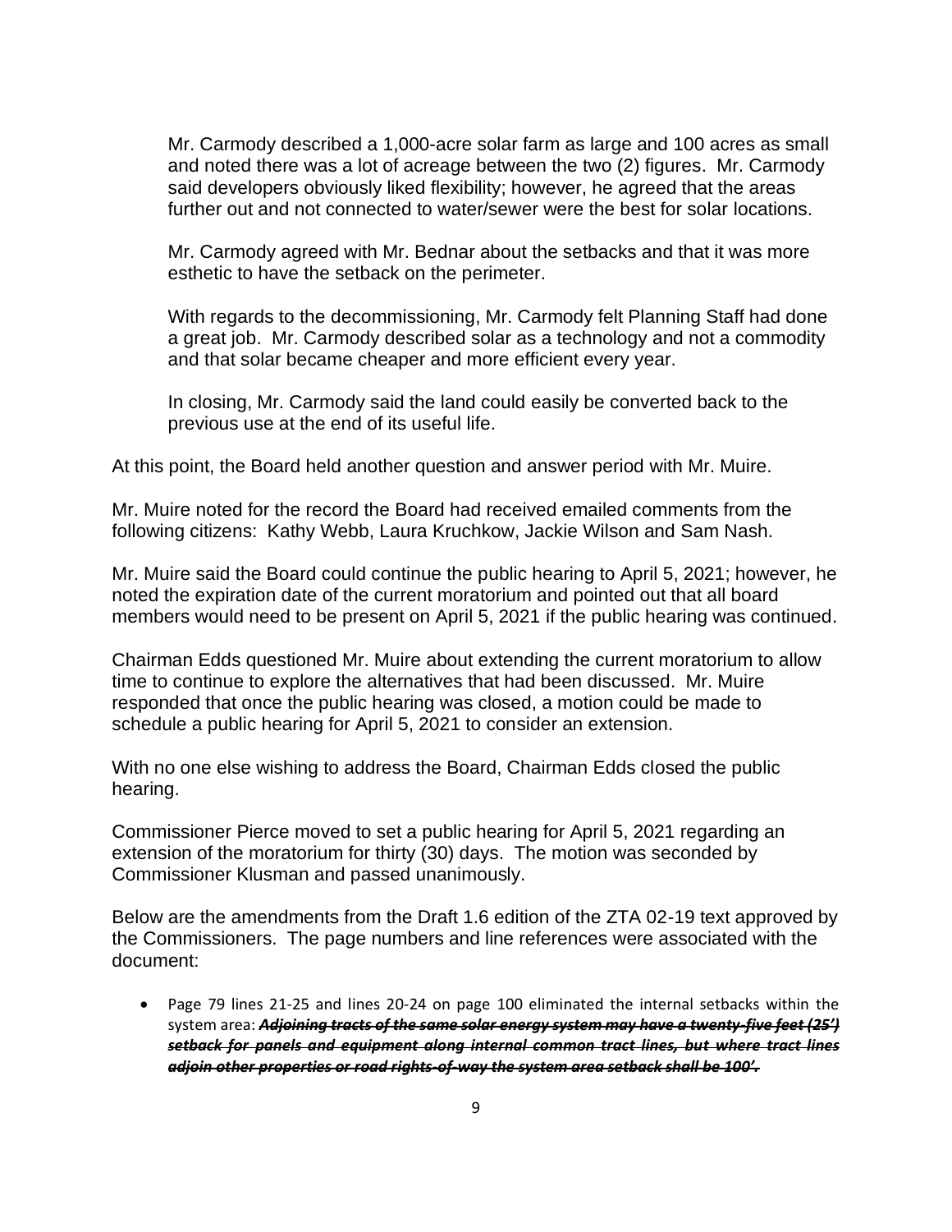Mr. Carmody described a 1,000-acre solar farm as large and 100 acres as small and noted there was a lot of acreage between the two (2) figures. Mr. Carmody said developers obviously liked flexibility; however, he agreed that the areas further out and not connected to water/sewer were the best for solar locations.

Mr. Carmody agreed with Mr. Bednar about the setbacks and that it was more esthetic to have the setback on the perimeter.

With regards to the decommissioning, Mr. Carmody felt Planning Staff had done a great job. Mr. Carmody described solar as a technology and not a commodity and that solar became cheaper and more efficient every year.

In closing, Mr. Carmody said the land could easily be converted back to the previous use at the end of its useful life.

At this point, the Board held another question and answer period with Mr. Muire.

Mr. Muire noted for the record the Board had received emailed comments from the following citizens: Kathy Webb, Laura Kruchkow, Jackie Wilson and Sam Nash.

Mr. Muire said the Board could continue the public hearing to April 5, 2021; however, he noted the expiration date of the current moratorium and pointed out that all board members would need to be present on April 5, 2021 if the public hearing was continued.

Chairman Edds questioned Mr. Muire about extending the current moratorium to allow time to continue to explore the alternatives that had been discussed. Mr. Muire responded that once the public hearing was closed, a motion could be made to schedule a public hearing for April 5, 2021 to consider an extension.

With no one else wishing to address the Board, Chairman Edds closed the public hearing.

Commissioner Pierce moved to set a public hearing for April 5, 2021 regarding an extension of the moratorium for thirty (30) days. The motion was seconded by Commissioner Klusman and passed unanimously.

Below are the amendments from the Draft 1.6 edition of the ZTA 02-19 text approved by the Commissioners. The page numbers and line references were associated with the document:

- Page 79 lines 21-25 and lines 20-24 on page 100 eliminated the internal setbacks within the system area: ~~***Adjoining tracts of the same solar energy system may have a twenty-five feet (25') setback for panels and equipment along internal common tract lines, but where tract lines adjoin other properties or road rights-of-way the system area setback shall be 100'.***~~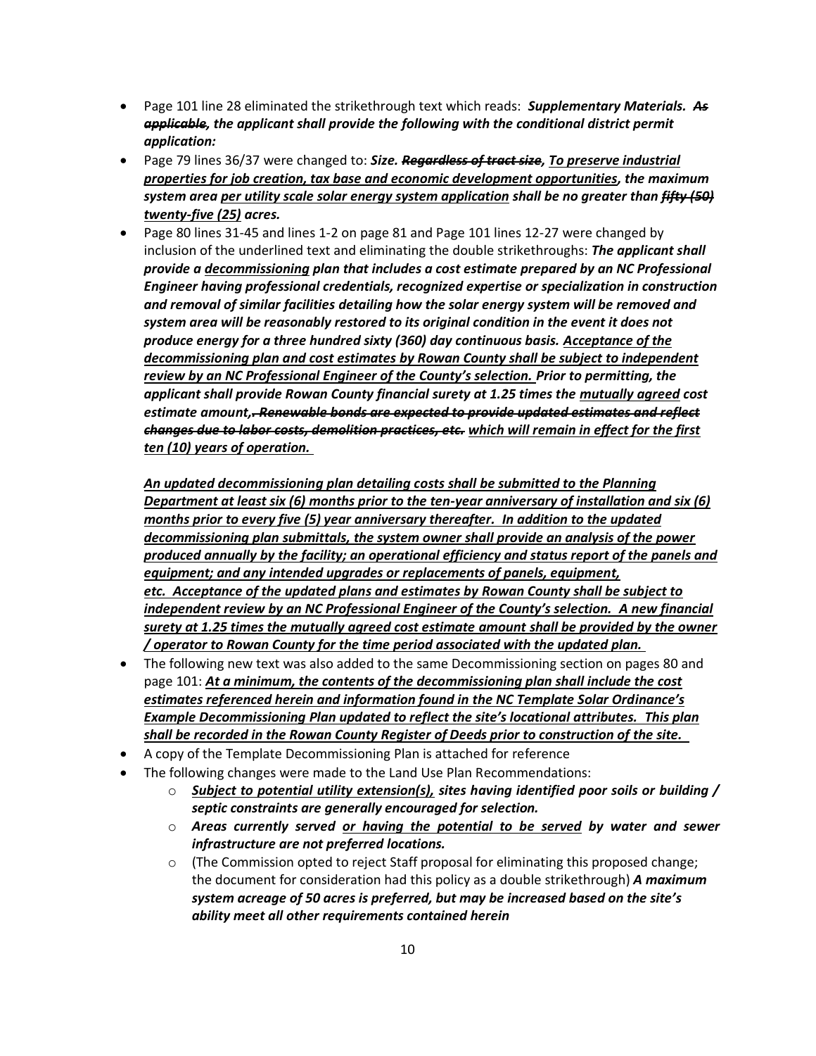- Page 101 line 28 eliminated the strikethrough text which reads: ***Supplementary Materials. ~~As applicable~~, the applicant shall provide the following with the conditional district permit application:***
- Page 79 lines 36/37 were changed to: ***Size. ~~Regardless of tract size~~, <u>To preserve industrial properties for job creation, tax base and economic development opportunities</u>, the maximum system area <u>per utility scale solar energy system application</u> shall be no greater than ~~fifty (50)~~ <u>twenty-five (25)</u> acres.***
- Page 80 lines 31-45 and lines 1-2 on page 81 and Page 101 lines 12-27 were changed by inclusion of the underlined text and eliminating the double strikethroughs: ***The applicant shall provide a <u>decommissioning</u> plan that includes a cost estimate prepared by an NC Professional Engineer having professional credentials, recognized expertise or specialization in construction and removal of similar facilities detailing how the solar energy system will be removed and system area will be reasonably restored to its original condition in the event it does not produce energy for a three hundred sixty (360) day continuous basis. <u>Acceptance of the decommissioning plan and cost estimates by Rowan County shall be subject to independent review by an NC Professional Engineer of the County's selection.</u> Prior to permitting, the applicant shall provide Rowan County financial surety at 1.25 times the <u>mutually agreed</u> cost estimate amount<u>,</u>~~. Renewable bonds are expected to provide updated estimates and reflect changes due to labor costs, demolition practices, etc.~~ <u>which will remain in effect for the first ten (10) years of operation.</u>***

  ***<u>An updated decommissioning plan detailing costs shall be submitted to the Planning Department at least six (6) months prior to the ten-year anniversary of installation and six (6) months prior to every five (5) year anniversary thereafter. In addition to the updated decommissioning plan submittals, the system owner shall provide an analysis of the power produced annually by the facility; an operational efficiency and status report of the panels and equipment; and any intended upgrades or replacements of panels, equipment, etc. Acceptance of the updated plans and estimates by Rowan County shall be subject to independent review by an NC Professional Engineer of the County's selection. A new financial surety at 1.25 times the mutually agreed cost estimate amount shall be provided by the owner / operator to Rowan County for the time period associated with the updated plan.</u>***
- The following new text was also added to the same Decommissioning section on pages 80 and page 101: ***<u>At a minimum, the contents of the decommissioning plan shall include the cost estimates referenced herein and information found in the NC Template Solar Ordinance's Example Decommissioning Plan updated to reflect the site's locational attributes. This plan shall be recorded in the Rowan County Register of Deeds prior to construction of the site.</u>***
- A copy of the Template Decommissioning Plan is attached for reference
- The following changes were made to the Land Use Plan Recommendations:
  - ***<u>Subject to potential utility extension(s),</u> sites having identified poor soils or building / septic constraints are generally encouraged for selection.***
  - ***Areas currently served <u>or having the potential to be served</u> by water and sewer infrastructure are not preferred locations.***
  - (The Commission opted to reject Staff proposal for eliminating this proposed change; the document for consideration had this policy as a double strikethrough) ***A maximum system acreage of 50 acres is preferred, but may be increased based on the site's ability meet all other requirements contained herein***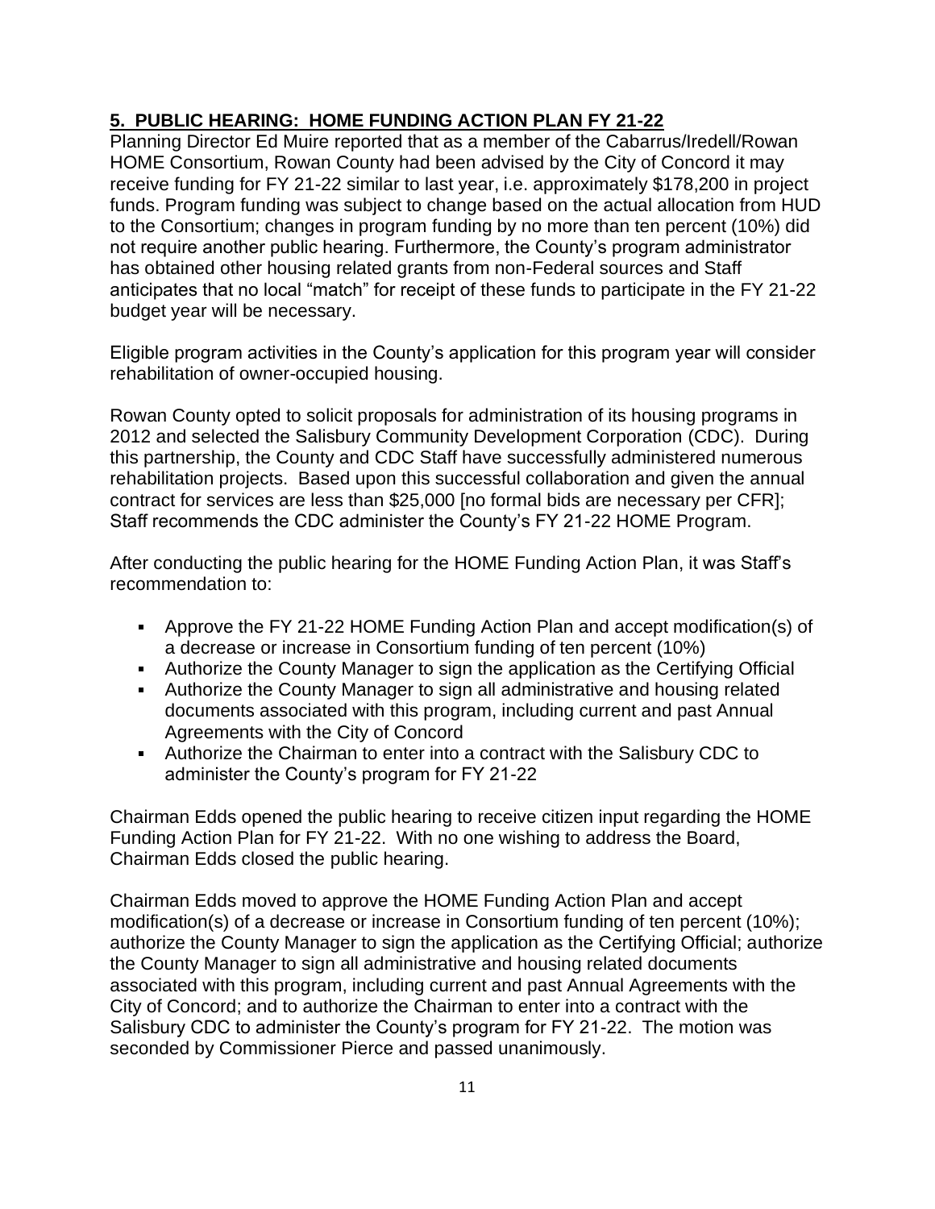## 5. PUBLIC HEARING: HOME FUNDING ACTION PLAN FY 21-22

Planning Director Ed Muire reported that as a member of the Cabarrus/Iredell/Rowan HOME Consortium, Rowan County had been advised by the City of Concord it may receive funding for FY 21-22 similar to last year, i.e. approximately $178,200 in project funds. Program funding was subject to change based on the actual allocation from HUD to the Consortium; changes in program funding by no more than ten percent (10%) did not require another public hearing. Furthermore, the County's program administrator has obtained other housing related grants from non-Federal sources and Staff anticipates that no local "match" for receipt of these funds to participate in the FY 21-22 budget year will be necessary.

Eligible program activities in the County's application for this program year will consider rehabilitation of owner-occupied housing.

Rowan County opted to solicit proposals for administration of its housing programs in 2012 and selected the Salisbury Community Development Corporation (CDC). During this partnership, the County and CDC Staff have successfully administered numerous rehabilitation projects. Based upon this successful collaboration and given the annual contract for services are less than $25,000 [no formal bids are necessary per CFR]; Staff recommends the CDC administer the County's FY 21-22 HOME Program.

After conducting the public hearing for the HOME Funding Action Plan, it was Staff's recommendation to:

- Approve the FY 21-22 HOME Funding Action Plan and accept modification(s) of a decrease or increase in Consortium funding of ten percent (10%)
- Authorize the County Manager to sign the application as the Certifying Official
- Authorize the County Manager to sign all administrative and housing related documents associated with this program, including current and past Annual Agreements with the City of Concord
- Authorize the Chairman to enter into a contract with the Salisbury CDC to administer the County's program for FY 21-22

Chairman Edds opened the public hearing to receive citizen input regarding the HOME Funding Action Plan for FY 21-22. With no one wishing to address the Board, Chairman Edds closed the public hearing.

Chairman Edds moved to approve the HOME Funding Action Plan and accept modification(s) of a decrease or increase in Consortium funding of ten percent (10%); authorize the County Manager to sign the application as the Certifying Official; authorize the County Manager to sign all administrative and housing related documents associated with this program, including current and past Annual Agreements with the City of Concord; and to authorize the Chairman to enter into a contract with the Salisbury CDC to administer the County's program for FY 21-22. The motion was seconded by Commissioner Pierce and passed unanimously.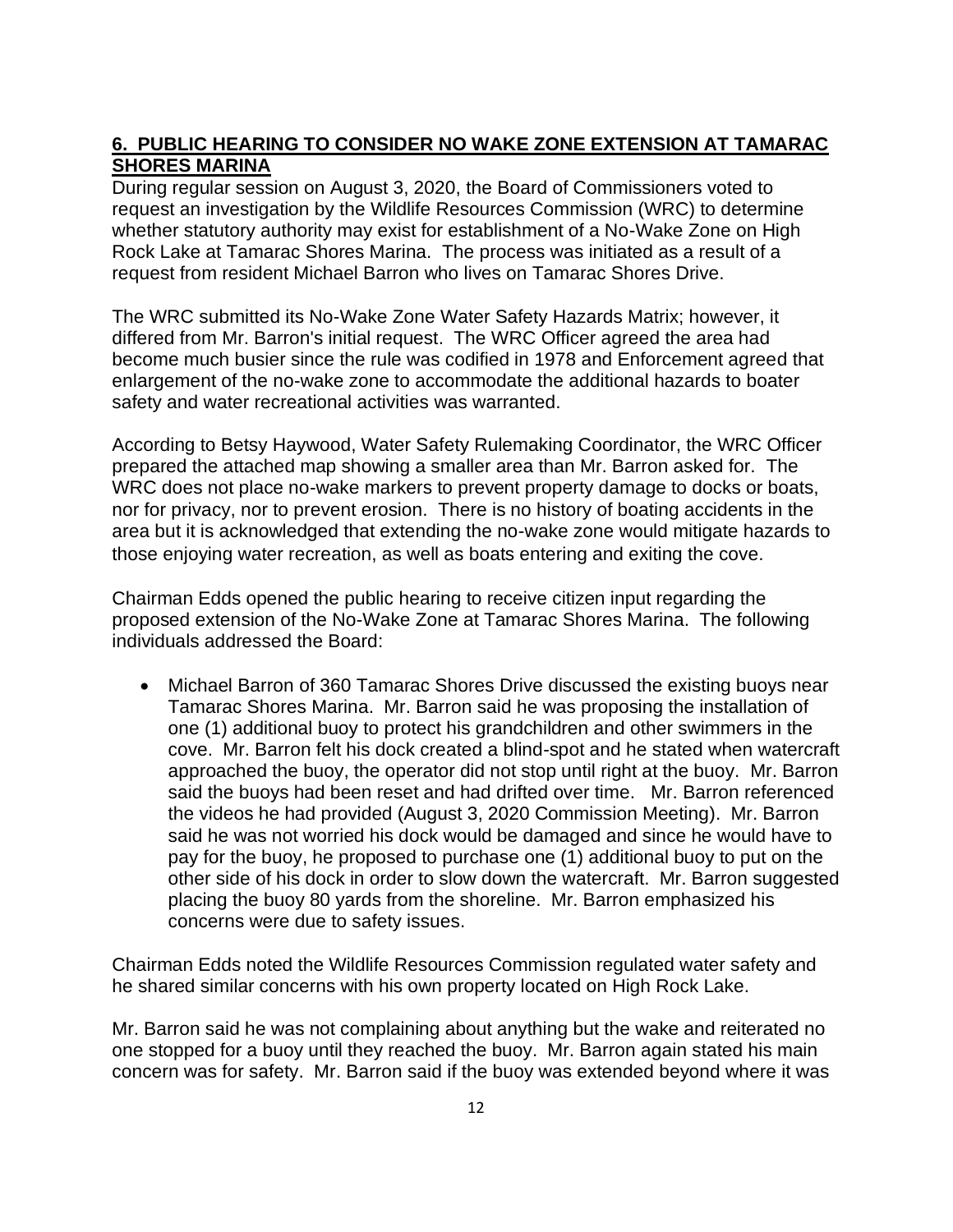## **6. PUBLIC HEARING TO CONSIDER NO WAKE ZONE EXTENSION AT TAMARAC SHORES MARINA**

During regular session on August 3, 2020, the Board of Commissioners voted to request an investigation by the Wildlife Resources Commission (WRC) to determine whether statutory authority may exist for establishment of a No-Wake Zone on High Rock Lake at Tamarac Shores Marina. The process was initiated as a result of a request from resident Michael Barron who lives on Tamarac Shores Drive.

The WRC submitted its No-Wake Zone Water Safety Hazards Matrix; however, it differed from Mr. Barron's initial request. The WRC Officer agreed the area had become much busier since the rule was codified in 1978 and Enforcement agreed that enlargement of the no-wake zone to accommodate the additional hazards to boater safety and water recreational activities was warranted.

According to Betsy Haywood, Water Safety Rulemaking Coordinator, the WRC Officer prepared the attached map showing a smaller area than Mr. Barron asked for. The WRC does not place no-wake markers to prevent property damage to docks or boats, nor for privacy, nor to prevent erosion. There is no history of boating accidents in the area but it is acknowledged that extending the no-wake zone would mitigate hazards to those enjoying water recreation, as well as boats entering and exiting the cove.

Chairman Edds opened the public hearing to receive citizen input regarding the proposed extension of the No-Wake Zone at Tamarac Shores Marina. The following individuals addressed the Board:

- Michael Barron of 360 Tamarac Shores Drive discussed the existing buoys near Tamarac Shores Marina. Mr. Barron said he was proposing the installation of one (1) additional buoy to protect his grandchildren and other swimmers in the cove. Mr. Barron felt his dock created a blind-spot and he stated when watercraft approached the buoy, the operator did not stop until right at the buoy. Mr. Barron said the buoys had been reset and had drifted over time. Mr. Barron referenced the videos he had provided (August 3, 2020 Commission Meeting). Mr. Barron said he was not worried his dock would be damaged and since he would have to pay for the buoy, he proposed to purchase one (1) additional buoy to put on the other side of his dock in order to slow down the watercraft. Mr. Barron suggested placing the buoy 80 yards from the shoreline. Mr. Barron emphasized his concerns were due to safety issues.

Chairman Edds noted the Wildlife Resources Commission regulated water safety and he shared similar concerns with his own property located on High Rock Lake.

Mr. Barron said he was not complaining about anything but the wake and reiterated no one stopped for a buoy until they reached the buoy. Mr. Barron again stated his main concern was for safety. Mr. Barron said if the buoy was extended beyond where it was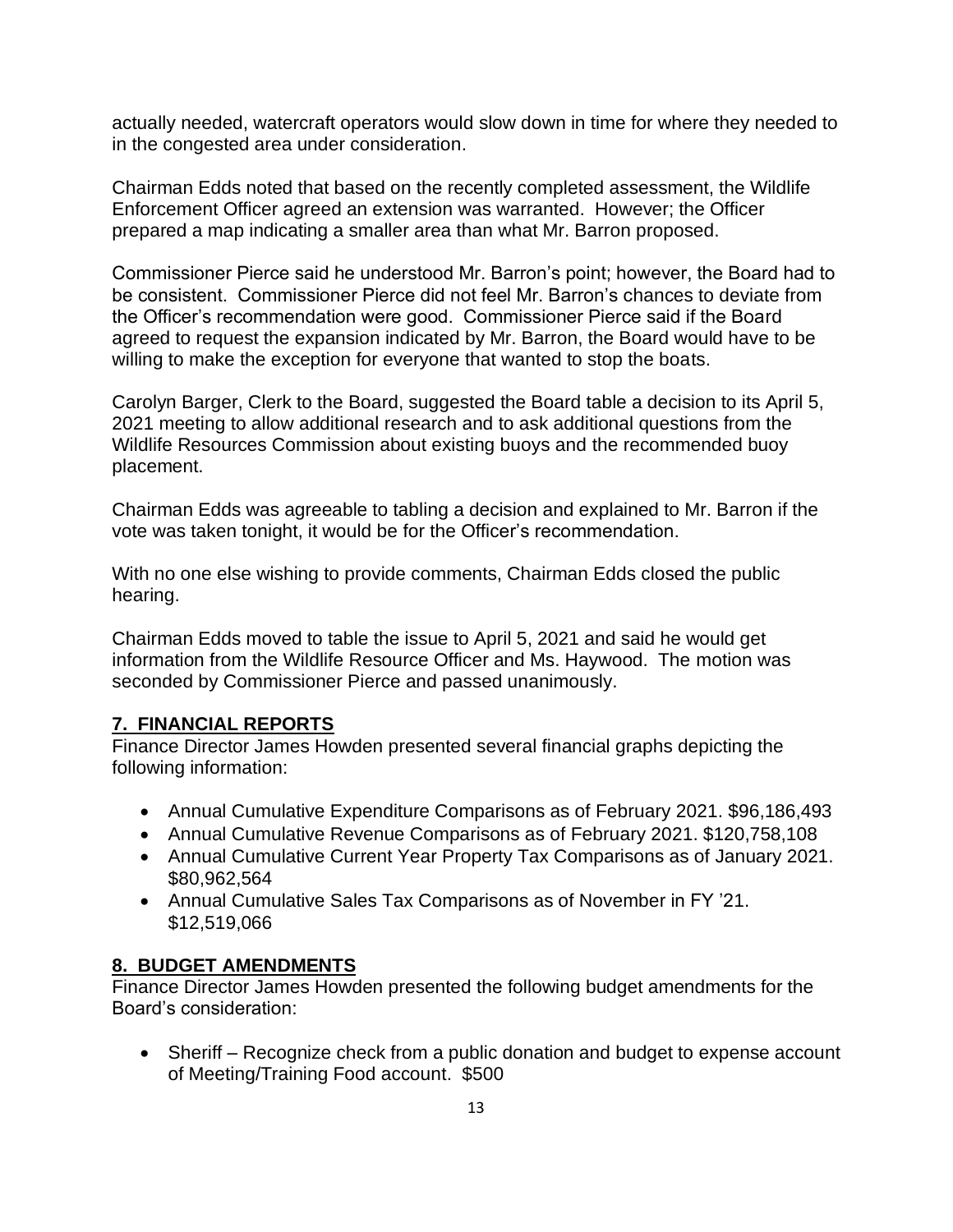actually needed, watercraft operators would slow down in time for where they needed to in the congested area under consideration.

Chairman Edds noted that based on the recently completed assessment, the Wildlife Enforcement Officer agreed an extension was warranted. However; the Officer prepared a map indicating a smaller area than what Mr. Barron proposed.

Commissioner Pierce said he understood Mr. Barron's point; however, the Board had to be consistent. Commissioner Pierce did not feel Mr. Barron's chances to deviate from the Officer's recommendation were good. Commissioner Pierce said if the Board agreed to request the expansion indicated by Mr. Barron, the Board would have to be willing to make the exception for everyone that wanted to stop the boats.

Carolyn Barger, Clerk to the Board, suggested the Board table a decision to its April 5, 2021 meeting to allow additional research and to ask additional questions from the Wildlife Resources Commission about existing buoys and the recommended buoy placement.

Chairman Edds was agreeable to tabling a decision and explained to Mr. Barron if the vote was taken tonight, it would be for the Officer's recommendation.

With no one else wishing to provide comments, Chairman Edds closed the public hearing.

Chairman Edds moved to table the issue to April 5, 2021 and said he would get information from the Wildlife Resource Officer and Ms. Haywood. The motion was seconded by Commissioner Pierce and passed unanimously.

## 7. FINANCIAL REPORTS

Finance Director James Howden presented several financial graphs depicting the following information:

- Annual Cumulative Expenditure Comparisons as of February 2021. $96,186,493
- Annual Cumulative Revenue Comparisons as of February 2021. $120,758,108
- Annual Cumulative Current Year Property Tax Comparisons as of January 2021. $80,962,564
- Annual Cumulative Sales Tax Comparisons as of November in FY '21. $12,519,066

## 8. BUDGET AMENDMENTS

Finance Director James Howden presented the following budget amendments for the Board's consideration:

- Sheriff – Recognize check from a public donation and budget to expense account of Meeting/Training Food account. $500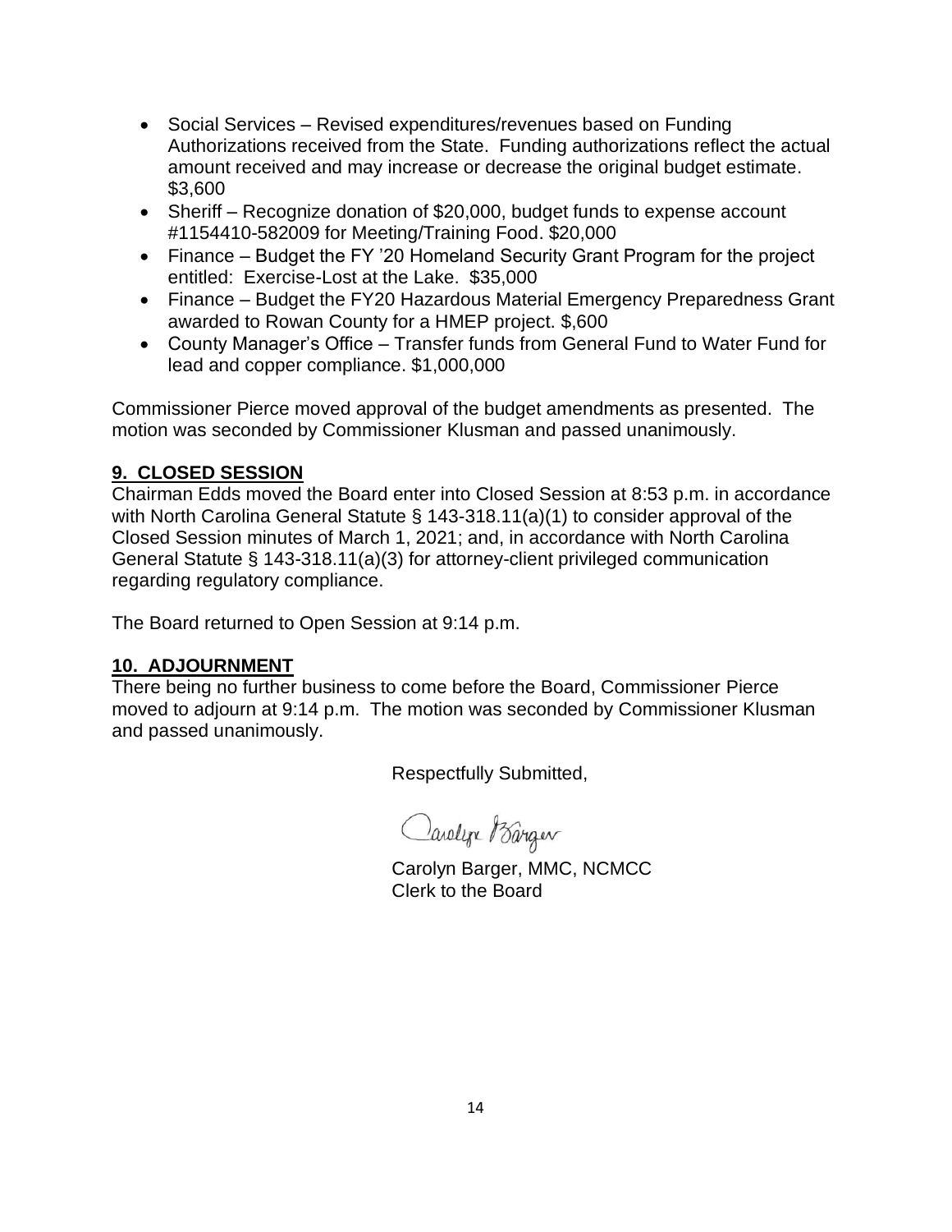- Social Services – Revised expenditures/revenues based on Funding Authorizations received from the State. Funding authorizations reflect the actual amount received and may increase or decrease the original budget estimate. $3,600
- Sheriff – Recognize donation of $20,000, budget funds to expense account #1154410-582009 for Meeting/Training Food. $20,000
- Finance – Budget the FY '20 Homeland Security Grant Program for the project entitled: Exercise-Lost at the Lake. $35,000
- Finance – Budget the FY20 Hazardous Material Emergency Preparedness Grant awarded to Rowan County for a HMEP project. $,600
- County Manager's Office – Transfer funds from General Fund to Water Fund for lead and copper compliance. $1,000,000

Commissioner Pierce moved approval of the budget amendments as presented. The motion was seconded by Commissioner Klusman and passed unanimously.

**9. CLOSED SESSION**

Chairman Edds moved the Board enter into Closed Session at 8:53 p.m. in accordance with North Carolina General Statute § 143-318.11(a)(1) to consider approval of the Closed Session minutes of March 1, 2021; and, in accordance with North Carolina General Statute § 143-318.11(a)(3) for attorney-client privileged communication regarding regulatory compliance.

The Board returned to Open Session at 9:14 p.m.

**10. ADJOURNMENT**

There being no further business to come before the Board, Commissioner Pierce moved to adjourn at 9:14 p.m. The motion was seconded by Commissioner Klusman and passed unanimously.

Respectfully Submitted,

Carolyn Barger, MMC, NCMCC
Clerk to the Board